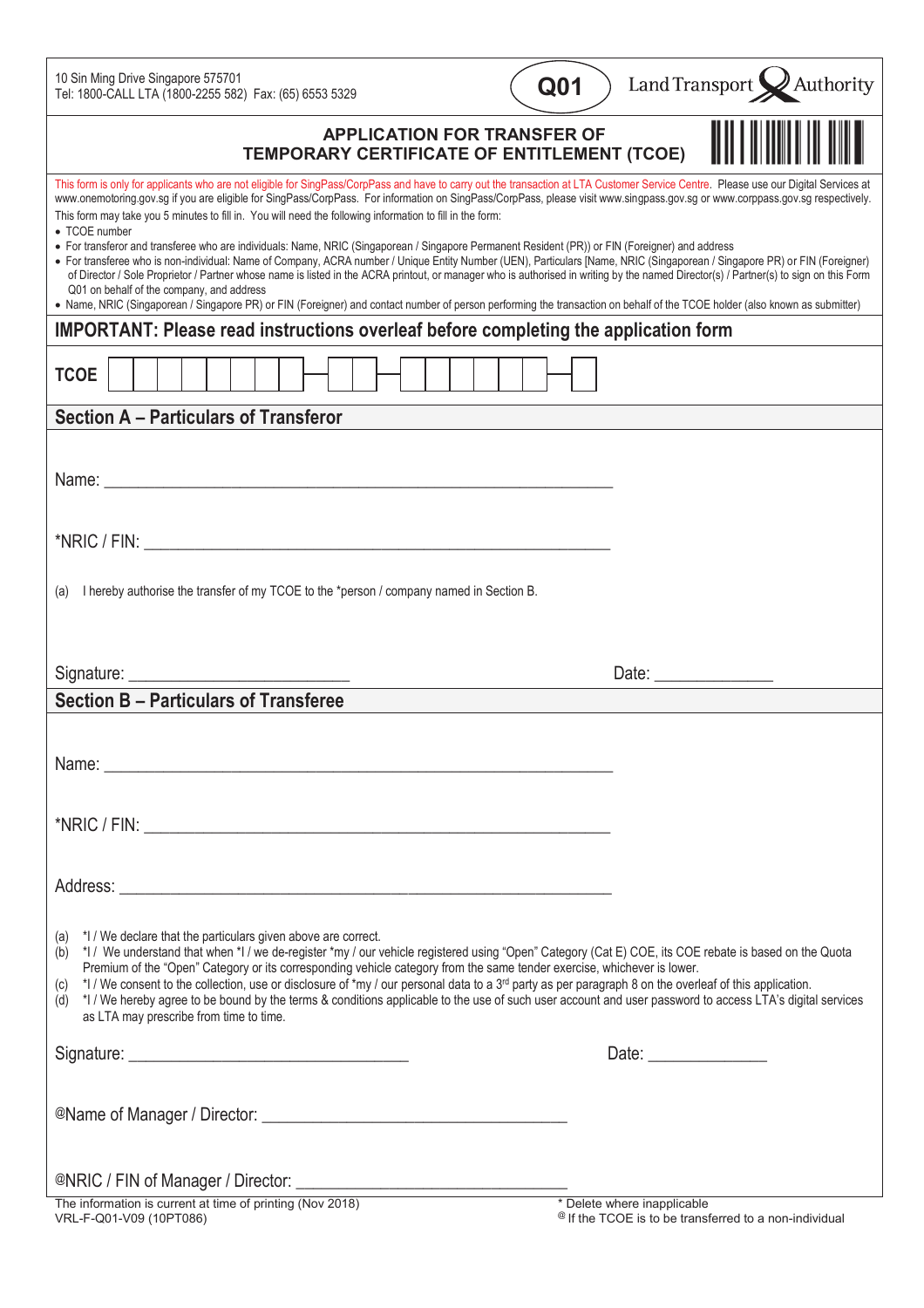10 Sin Ming Drive Singapore 575701
Tel: 1800-CALL LTA (1800-2255 582) Fax: (65) 6553 5329

**Q01**

Land Transport Authority

# APPLICATION FOR TRANSFER OF TEMPORARY CERTIFICATE OF ENTITLEMENT (TCOE)

This form is only for applicants who are not eligible for SingPass/CorpPass and have to carry out the transaction at LTA Customer Service Centre. Please use our Digital Services at www.onemotoring.gov.sg if you are eligible for SingPass/CorpPass. For information on SingPass/CorpPass, please visit www.singpass.gov.sg or www.corppass.gov.sg respectively.

This form may take you 5 minutes to fill in. You will need the following information to fill in the form:

- TCOE number
- For transferor and transferee who are individuals: Name, NRIC (Singaporean / Singapore Permanent Resident (PR)) or FIN (Foreigner) and address
- For transferee who is non-individual: Name of Company, ACRA number / Unique Entity Number (UEN), Particulars [Name, NRIC (Singaporean / Singapore PR) or FIN (Foreigner) of Director / Sole Proprietor / Partner whose name is listed in the ACRA printout, or manager who is authorised in writing by the named Director(s) / Partner(s) to sign on this Form Q01 on behalf of the company, and address
- Name, NRIC (Singaporean / Singapore PR) or FIN (Foreigner) and contact number of person performing the transaction on behalf of the TCOE holder (also known as submitter)

## IMPORTANT: Please read instructions overleaf before completing the application form

**TCOE** [ ][ ][ ][ ][ ][ ][ ][ ] – [ ][ ][ ] – [ ][ ][ ][ ][ ][ ][ ] – [ ]

## Section A – Particulars of Transferor

Name: ______________________________________________________

*NRIC / FIN: ______________________________________________________

(a) I hereby authorise the transfer of my TCOE to the *person / company named in Section B.

Signature: _________________________ Date: ______________

## Section B – Particulars of Transferee

Name: ______________________________________________________

*NRIC / FIN: ______________________________________________________

Address: ______________________________________________________

(a) *I / We declare that the particulars given above are correct.
(b) *I / We understand that when *I / we de-register *my / our vehicle registered using "Open" Category (Cat E) COE, its COE rebate is based on the Quota Premium of the "Open" Category or its corresponding vehicle category from the same tender exercise, whichever is lower.
(c) *I / We consent to the collection, use or disclosure of *my / our personal data to a 3rd party as per paragraph 8 on the overleaf of this application.
(d) *I / We hereby agree to be bound by the terms & conditions applicable to the use of such user account and user password to access LTA's digital services as LTA may prescribe from time to time.

Signature: _________________________________ Date: ______________

@Name of Manager / Director: ___________________________________

@NRIC / FIN of Manager / Director: ___________________________________

The information is current at time of printing (Nov 2018)
VRL-F-Q01-V09 (10PT086)

\* Delete where inapplicable
@ If the TCOE is to be transferred to a non-individual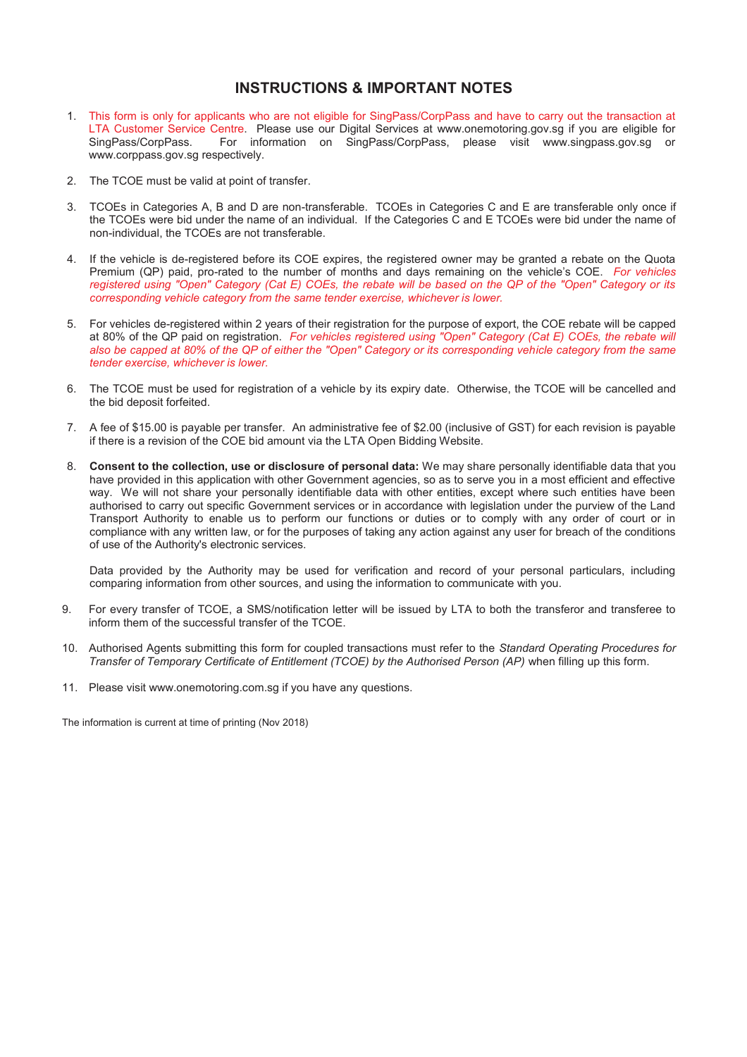## INSTRUCTIONS & IMPORTANT NOTES

1. This form is only for applicants who are not eligible for SingPass/CorpPass and have to carry out the transaction at LTA Customer Service Centre. Please use our Digital Services at www.onemotoring.gov.sg if you are eligible for SingPass/CorpPass. For information on SingPass/CorpPass, please visit www.singpass.gov.sg or www.corppass.gov.sg respectively.

2. The TCOE must be valid at point of transfer.

3. TCOEs in Categories A, B and D are non-transferable. TCOEs in Categories C and E are transferable only once if the TCOEs were bid under the name of an individual. If the Categories C and E TCOEs were bid under the name of non-individual, the TCOEs are not transferable.

4. If the vehicle is de-registered before its COE expires, the registered owner may be granted a rebate on the Quota Premium (QP) paid, pro-rated to the number of months and days remaining on the vehicle's COE. *For vehicles registered using "Open" Category (Cat E) COEs, the rebate will be based on the QP of the "Open" Category or its corresponding vehicle category from the same tender exercise, whichever is lower.*

5. For vehicles de-registered within 2 years of their registration for the purpose of export, the COE rebate will be capped at 80% of the QP paid on registration. *For vehicles registered using "Open" Category (Cat E) COEs, the rebate will also be capped at 80% of the QP of either the "Open" Category or its corresponding vehicle category from the same tender exercise, whichever is lower.*

6. The TCOE must be used for registration of a vehicle by its expiry date. Otherwise, the TCOE will be cancelled and the bid deposit forfeited.

7. A fee of $15.00 is payable per transfer. An administrative fee of $2.00 (inclusive of GST) for each revision is payable if there is a revision of the COE bid amount via the LTA Open Bidding Website.

8. **Consent to the collection, use or disclosure of personal data:** We may share personally identifiable data that you have provided in this application with other Government agencies, so as to serve you in a most efficient and effective way. We will not share your personally identifiable data with other entities, except where such entities have been authorised to carry out specific Government services or in accordance with legislation under the purview of the Land Transport Authority to enable us to perform our functions or duties or to comply with any order of court or in compliance with any written law, or for the purposes of taking any action against any user for breach of the conditions of use of the Authority's electronic services.

   Data provided by the Authority may be used for verification and record of your personal particulars, including comparing information from other sources, and using the information to communicate with you.

9. For every transfer of TCOE, a SMS/notification letter will be issued by LTA to both the transferor and transferee to inform them of the successful transfer of the TCOE.

10. Authorised Agents submitting this form for coupled transactions must refer to the *Standard Operating Procedures for Transfer of Temporary Certificate of Entitlement (TCOE) by the Authorised Person (AP)* when filling up this form.

11. Please visit www.onemotoring.com.sg if you have any questions.

The information is current at time of printing (Nov 2018)